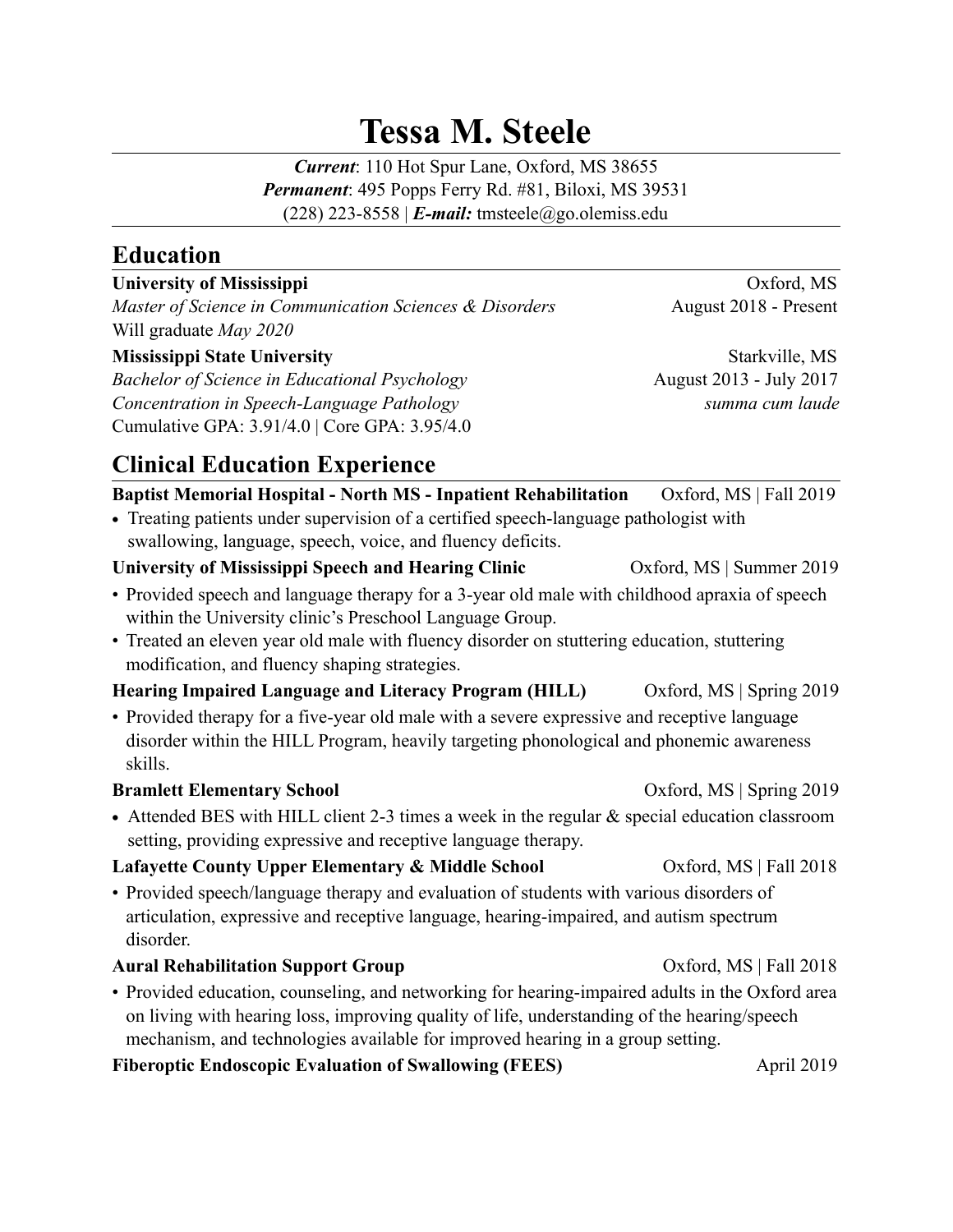# Tessa M. Steele

***Current***: 110 Hot Spur Lane, Oxford, MS 38655
***Permanent***: 495 Popps Ferry Rd. #81, Biloxi, MS 39531
(228) 223-8558 | ***E-mail:*** tmsteele@go.olemiss.edu

## Education

**University of Mississippi** — Oxford, MS
*Master of Science in Communication Sciences & Disorders* — August 2018 - Present
Will graduate *May 2020*

**Mississippi State University** — Starkville, MS
*Bachelor of Science in Educational Psychology* — August 2013 - July 2017
*Concentration in Speech-Language Pathology* — *summa cum laude*
Cumulative GPA: 3.91/4.0 | Core GPA: 3.95/4.0

## Clinical Education Experience

**Baptist Memorial Hospital - North MS - Inpatient Rehabilitation** — Oxford, MS | Fall 2019

- Treating patients under supervision of a certified speech-language pathologist with swallowing, language, speech, voice, and fluency deficits.

**University of Mississippi Speech and Hearing Clinic** — Oxford, MS | Summer 2019

- Provided speech and language therapy for a 3-year old male with childhood apraxia of speech within the University clinic's Preschool Language Group.
- Treated an eleven year old male with fluency disorder on stuttering education, stuttering modification, and fluency shaping strategies.

**Hearing Impaired Language and Literacy Program (HILL)** — Oxford, MS | Spring 2019

- Provided therapy for a five-year old male with a severe expressive and receptive language disorder within the HILL Program, heavily targeting phonological and phonemic awareness skills.

**Bramlett Elementary School** — Oxford, MS | Spring 2019

- Attended BES with HILL client 2-3 times a week in the regular & special education classroom setting, providing expressive and receptive language therapy.

**Lafayette County Upper Elementary & Middle School** — Oxford, MS | Fall 2018

- Provided speech/language therapy and evaluation of students with various disorders of articulation, expressive and receptive language, hearing-impaired, and autism spectrum disorder.

**Aural Rehabilitation Support Group** — Oxford, MS | Fall 2018

- Provided education, counseling, and networking for hearing-impaired adults in the Oxford area on living with hearing loss, improving quality of life, understanding of the hearing/speech mechanism, and technologies available for improved hearing in a group setting.

**Fiberoptic Endoscopic Evaluation of Swallowing (FEES)** — April 2019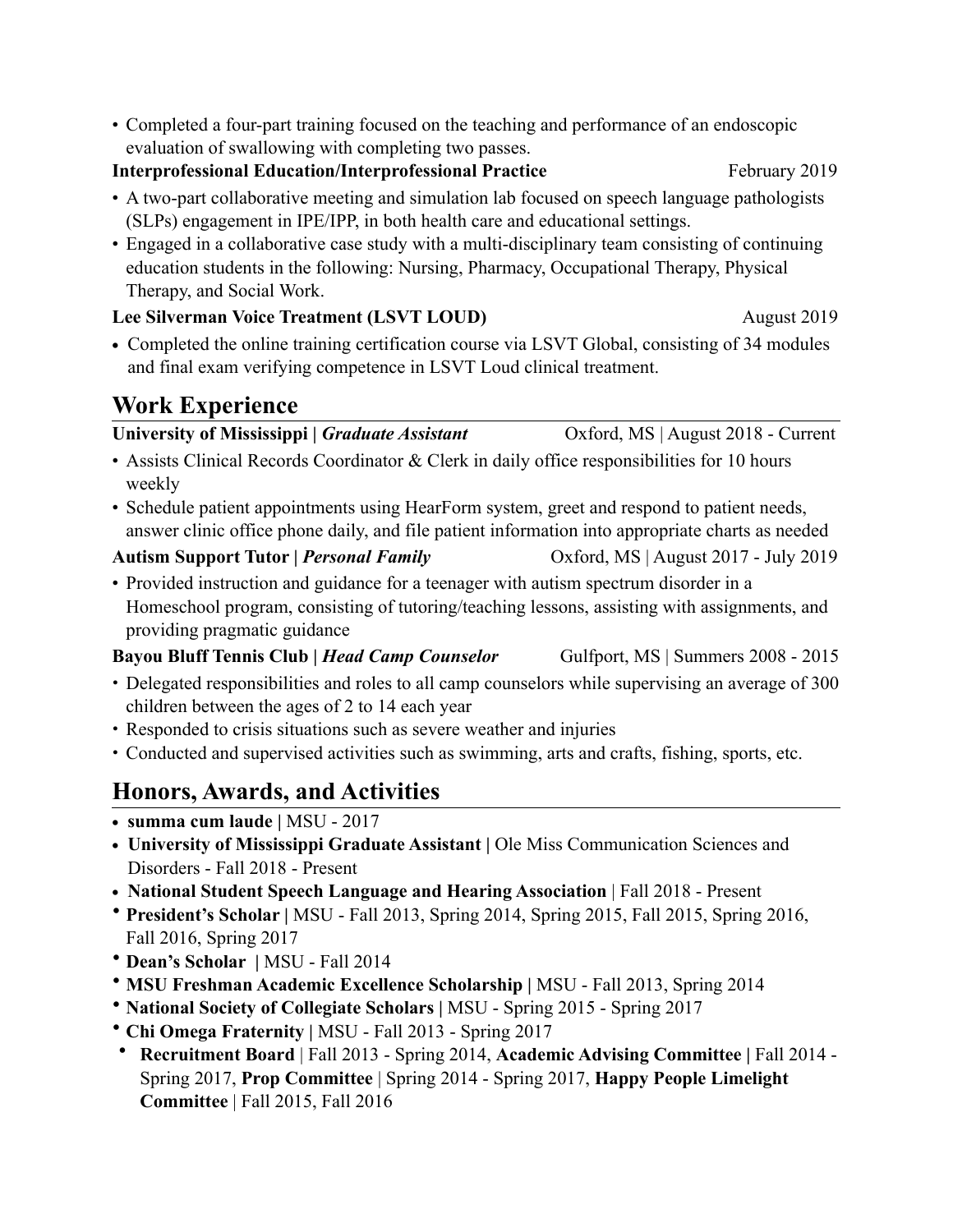- Completed a four-part training focused on the teaching and performance of an endoscopic evaluation of swallowing with completing two passes.

**Interprofessional Education/Interprofessional Practice** February 2019

- A two-part collaborative meeting and simulation lab focused on speech language pathologists (SLPs) engagement in IPE/IPP, in both health care and educational settings.
- Engaged in a collaborative case study with a multi-disciplinary team consisting of continuing education students in the following: Nursing, Pharmacy, Occupational Therapy, Physical Therapy, and Social Work.

**Lee Silverman Voice Treatment (LSVT LOUD)** August 2019

- Completed the online training certification course via LSVT Global, consisting of 34 modules and final exam verifying competence in LSVT Loud clinical treatment.

## Work Experience

**University of Mississippi |** ***Graduate Assistant*** Oxford, MS | August 2018 - Current

- Assists Clinical Records Coordinator & Clerk in daily office responsibilities for 10 hours weekly
- Schedule patient appointments using HearForm system, greet and respond to patient needs, answer clinic office phone daily, and file patient information into appropriate charts as needed

**Autism Support Tutor |** ***Personal Family*** Oxford, MS | August 2017 - July 2019

- Provided instruction and guidance for a teenager with autism spectrum disorder in a Homeschool program, consisting of tutoring/teaching lessons, assisting with assignments, and providing pragmatic guidance

**Bayou Bluff Tennis Club |** ***Head Camp Counselor*** Gulfport, MS | Summers 2008 - 2015

- Delegated responsibilities and roles to all camp counselors while supervising an average of 300 children between the ages of 2 to 14 each year
- Responded to crisis situations such as severe weather and injuries
- Conducted and supervised activities such as swimming, arts and crafts, fishing, sports, etc.

## Honors, Awards, and Activities

- **summa cum laude |** MSU - 2017
- **University of Mississippi Graduate Assistant |** Ole Miss Communication Sciences and Disorders - Fall 2018 - Present
- **National Student Speech Language and Hearing Association** | Fall 2018 - Present
- **President's Scholar |** MSU - Fall 2013, Spring 2014, Spring 2015, Fall 2015, Spring 2016, Fall 2016, Spring 2017
- **Dean's Scholar |** MSU - Fall 2014
- **MSU Freshman Academic Excellence Scholarship |** MSU - Fall 2013, Spring 2014
- **National Society of Collegiate Scholars |** MSU - Spring 2015 - Spring 2017
- **Chi Omega Fraternity** | MSU - Fall 2013 - Spring 2017
  - **Recruitment Board** | Fall 2013 - Spring 2014, **Academic Advising Committee |** Fall 2014 - Spring 2017, **Prop Committee** | Spring 2014 - Spring 2017, **Happy People Limelight Committee** | Fall 2015, Fall 2016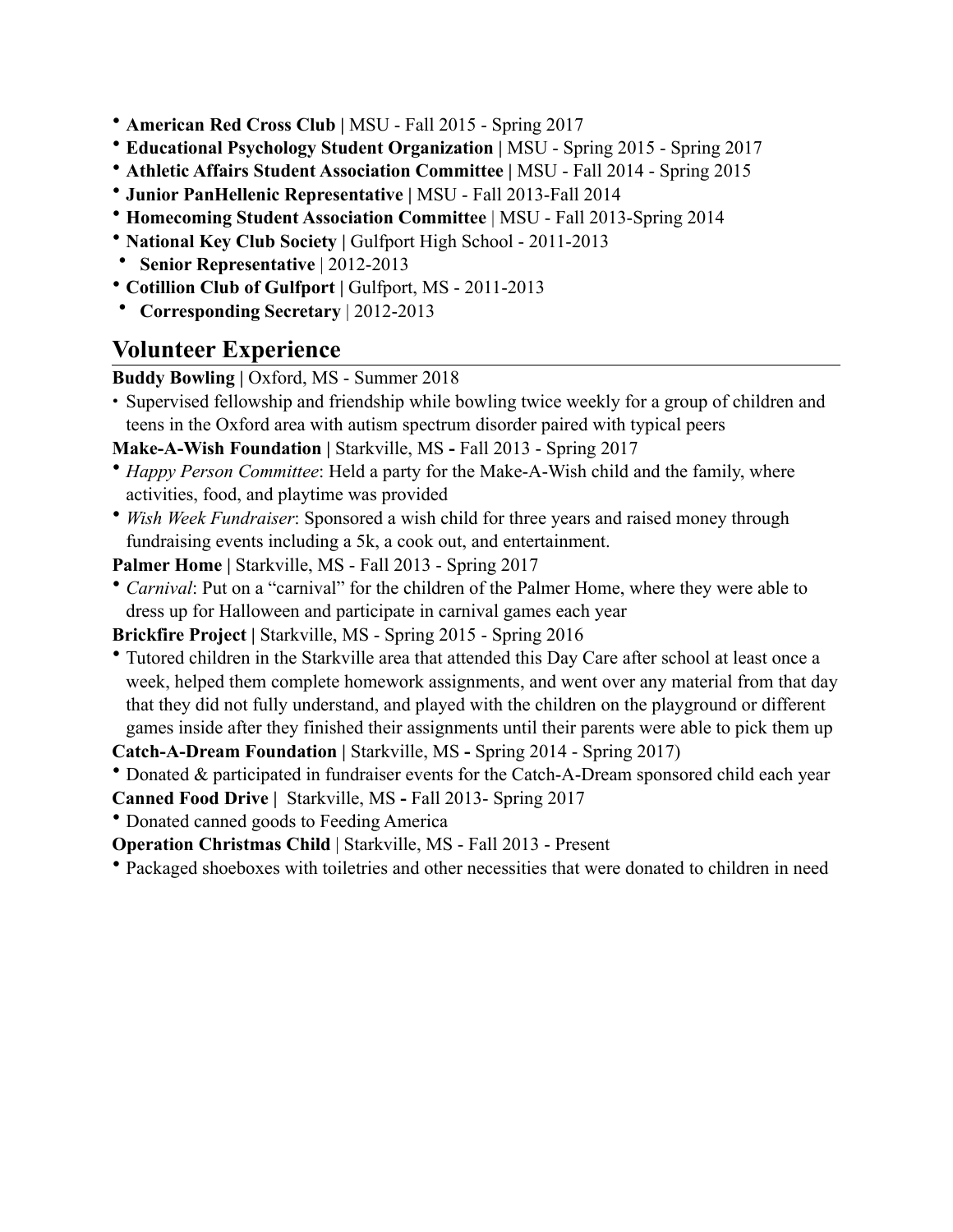- **American Red Cross Club |** MSU - Fall 2015 - Spring 2017
- **Educational Psychology Student Organization |** MSU - Spring 2015 - Spring 2017
- **Athletic Affairs Student Association Committee |** MSU - Fall 2014 - Spring 2015
- **Junior PanHellenic Representative |** MSU - Fall 2013-Fall 2014
- **Homecoming Student Association Committee** | MSU - Fall 2013-Spring 2014
- **National Key Club Society |** Gulfport High School - 2011-2013
  - **Senior Representative** | 2012-2013
- **Cotillion Club of Gulfport |** Gulfport, MS - 2011-2013
  - **Corresponding Secretary** | 2012-2013

## Volunteer Experience

**Buddy Bowling |** Oxford, MS - Summer 2018

- Supervised fellowship and friendship while bowling twice weekly for a group of children and teens in the Oxford area with autism spectrum disorder paired with typical peers

**Make-A-Wish Foundation |** Starkville, MS **-** Fall 2013 - Spring 2017

- *Happy Person Committee*: Held a party for the Make-A-Wish child and the family, where activities, food, and playtime was provided
- *Wish Week Fundraiser*: Sponsored a wish child for three years and raised money through fundraising events including a 5k, a cook out, and entertainment.

**Palmer Home |** Starkville, MS - Fall 2013 - Spring 2017

- *Carnival*: Put on a "carnival" for the children of the Palmer Home, where they were able to dress up for Halloween and participate in carnival games each year

**Brickfire Project |** Starkville, MS - Spring 2015 - Spring 2016

- Tutored children in the Starkville area that attended this Day Care after school at least once a week, helped them complete homework assignments, and went over any material from that day that they did not fully understand, and played with the children on the playground or different games inside after they finished their assignments until their parents were able to pick them up

**Catch-A-Dream Foundation |** Starkville, MS **-** Spring 2014 - Spring 2017)

- Donated & participated in fundraiser events for the Catch-A-Dream sponsored child each year

**Canned Food Drive |** Starkville, MS **-** Fall 2013- Spring 2017

- Donated canned goods to Feeding America

**Operation Christmas Child** | Starkville, MS - Fall 2013 - Present

- Packaged shoeboxes with toiletries and other necessities that were donated to children in need